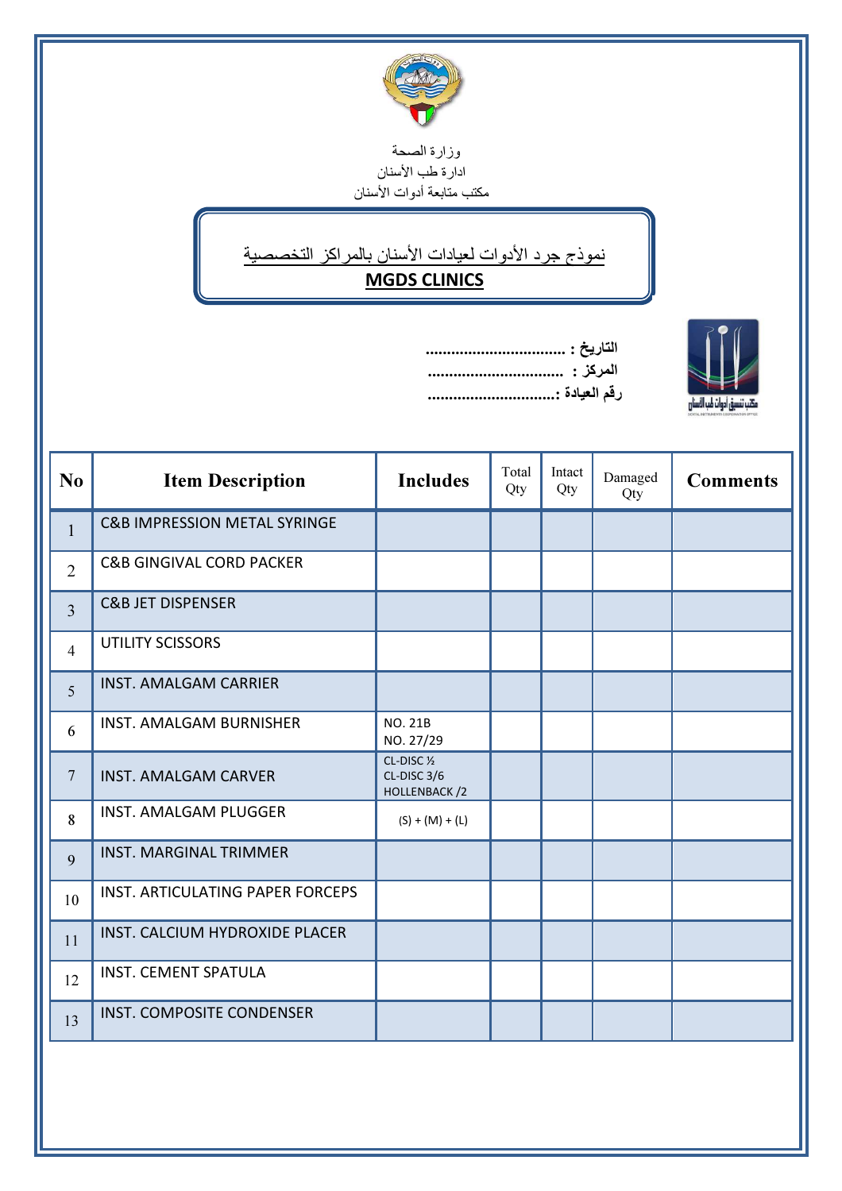وزارة الصحة
ادارة طب الأسنان
مكتب متابعة أدوات الأسنان

# نموذج جرد الأدوات لعيادات الأسنان بالمراكز التخصصية
## MGDS CLINICS

**التاريخ : ...............................**
**المركز : ...............................**
**رقم العيادة :.............................**

| No | Item Description | Includes | Total Qty | Intact Qty | Damaged Qty | Comments |
|---|---|---|---|---|---|---|
| 1 | C&B IMPRESSION METAL SYRINGE | | | | | |
| 2 | C&B GINGIVAL CORD PACKER | | | | | |
| 3 | C&B JET DISPENSER | | | | | |
| 4 | UTILITY SCISSORS | | | | | |
| 5 | INST. AMALGAM CARRIER | | | | | |
| 6 | INST. AMALGAM BURNISHER | NO. 21B<br>NO. 27/29 | | | | |
| 7 | INST. AMALGAM CARVER | CL-DISC ½<br>CL-DISC 3/6<br>HOLLENBACK /2 | | | | |
| 8 | INST. AMALGAM PLUGGER | (S) + (M) + (L) | | | | |
| 9 | INST. MARGINAL TRIMMER | | | | | |
| 10 | INST. ARTICULATING PAPER FORCEPS | | | | | |
| 11 | INST. CALCIUM HYDROXIDE PLACER | | | | | |
| 12 | INST. CEMENT SPATULA | | | | | |
| 13 | INST. COMPOSITE CONDENSER | | | | | |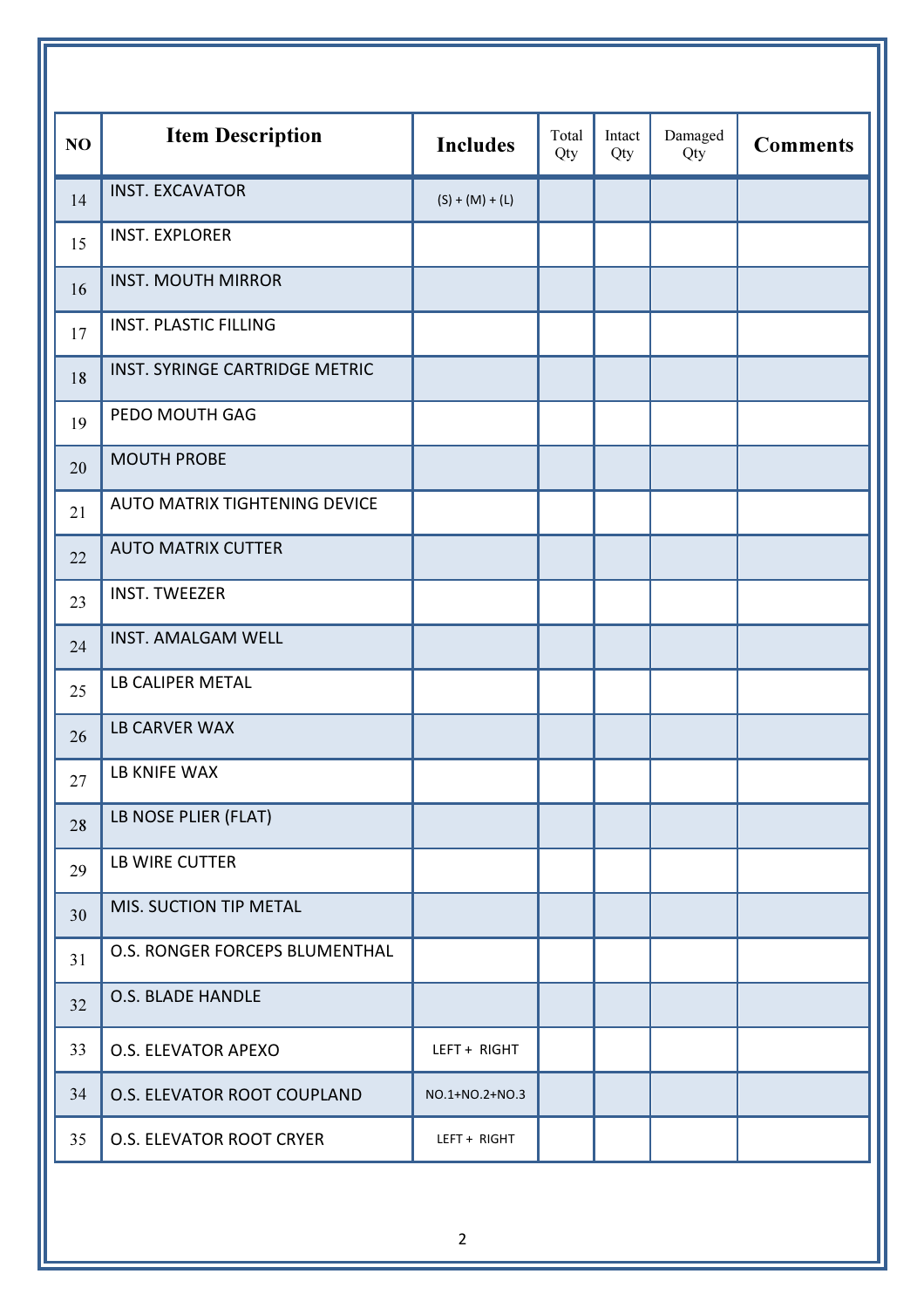| NO | Item Description | Includes | Total Qty | Intact Qty | Damaged Qty | Comments |
|---|---|---|---|---|---|---|
| 14 | INST. EXCAVATOR | (S) + (M) + (L) | | | | |
| 15 | INST. EXPLORER | | | | | |
| 16 | INST. MOUTH MIRROR | | | | | |
| 17 | INST. PLASTIC FILLING | | | | | |
| 18 | INST. SYRINGE CARTRIDGE METRIC | | | | | |
| 19 | PEDO MOUTH GAG | | | | | |
| 20 | MOUTH PROBE | | | | | |
| 21 | AUTO MATRIX TIGHTENING DEVICE | | | | | |
| 22 | AUTO MATRIX CUTTER | | | | | |
| 23 | INST. TWEEZER | | | | | |
| 24 | INST. AMALGAM WELL | | | | | |
| 25 | LB CALIPER METAL | | | | | |
| 26 | LB CARVER WAX | | | | | |
| 27 | LB KNIFE WAX | | | | | |
| 28 | LB NOSE PLIER (FLAT) | | | | | |
| 29 | LB WIRE CUTTER | | | | | |
| 30 | MIS. SUCTION TIP METAL | | | | | |
| 31 | O.S. RONGER FORCEPS BLUMENTHAL | | | | | |
| 32 | O.S. BLADE HANDLE | | | | | |
| 33 | O.S. ELEVATOR APEXO | LEFT + RIGHT | | | | |
| 34 | O.S. ELEVATOR ROOT COUPLAND | NO.1+NO.2+NO.3 | | | | |
| 35 | O.S. ELEVATOR ROOT CRYER | LEFT + RIGHT | | | | |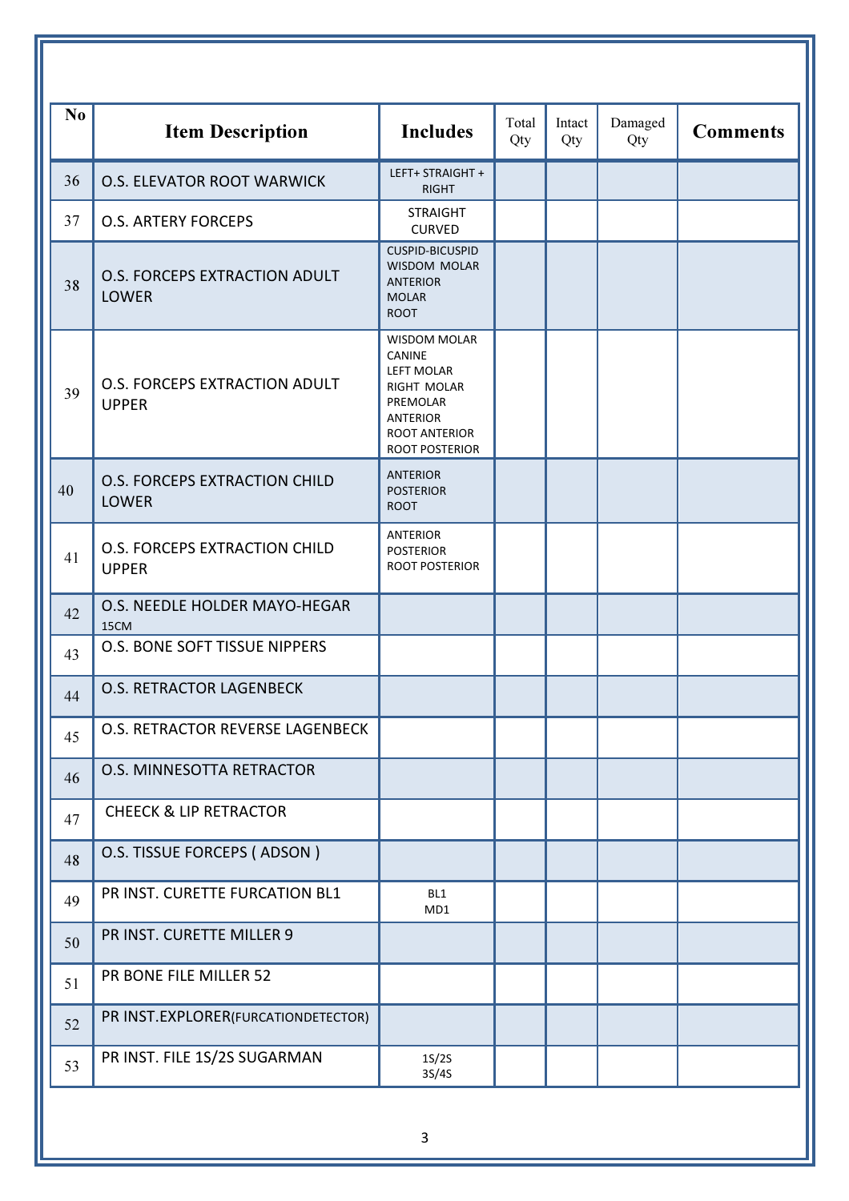| No | Item Description | Includes | Total Qty | Intact Qty | Damaged Qty | Comments |
|---|---|---|---|---|---|---|
| 36 | O.S. ELEVATOR ROOT WARWICK | LEFT+ STRAIGHT + RIGHT | | | | |
| 37 | O.S. ARTERY FORCEPS | STRAIGHT<br>CURVED | | | | |
| 38 | O.S. FORCEPS EXTRACTION ADULT LOWER | CUSPID-BICUSPID<br>WISDOM MOLAR<br>ANTERIOR<br>MOLAR<br>ROOT | | | | |
| 39 | O.S. FORCEPS EXTRACTION ADULT UPPER | WISDOM MOLAR<br>CANINE<br>LEFT MOLAR<br>RIGHT MOLAR<br>PREMOLAR<br>ANTERIOR<br>ROOT ANTERIOR<br>ROOT POSTERIOR | | | | |
| 40 | O.S. FORCEPS EXTRACTION CHILD LOWER | ANTERIOR<br>POSTERIOR<br>ROOT | | | | |
| 41 | O.S. FORCEPS EXTRACTION CHILD UPPER | ANTERIOR<br>POSTERIOR<br>ROOT POSTERIOR | | | | |
| 42 | O.S. NEEDLE HOLDER MAYO-HEGAR 15CM | | | | | |
| 43 | O.S. BONE SOFT TISSUE NIPPERS | | | | | |
| 44 | O.S. RETRACTOR LAGENBECK | | | | | |
| 45 | O.S. RETRACTOR REVERSE LAGENBECK | | | | | |
| 46 | O.S. MINNESOTTA RETRACTOR | | | | | |
| 47 | CHEECK & LIP RETRACTOR | | | | | |
| 48 | O.S. TISSUE FORCEPS ( ADSON ) | | | | | |
| 49 | PR INST. CURETTE FURCATION BL1 | BL1<br>MD1 | | | | |
| 50 | PR INST. CURETTE MILLER 9 | | | | | |
| 51 | PR BONE FILE MILLER 52 | | | | | |
| 52 | PR INST.EXPLORER(FURCATIONDETECTOR) | | | | | |
| 53 | PR INST. FILE 1S/2S SUGARMAN | 1S/2S<br>3S/4S | | | | |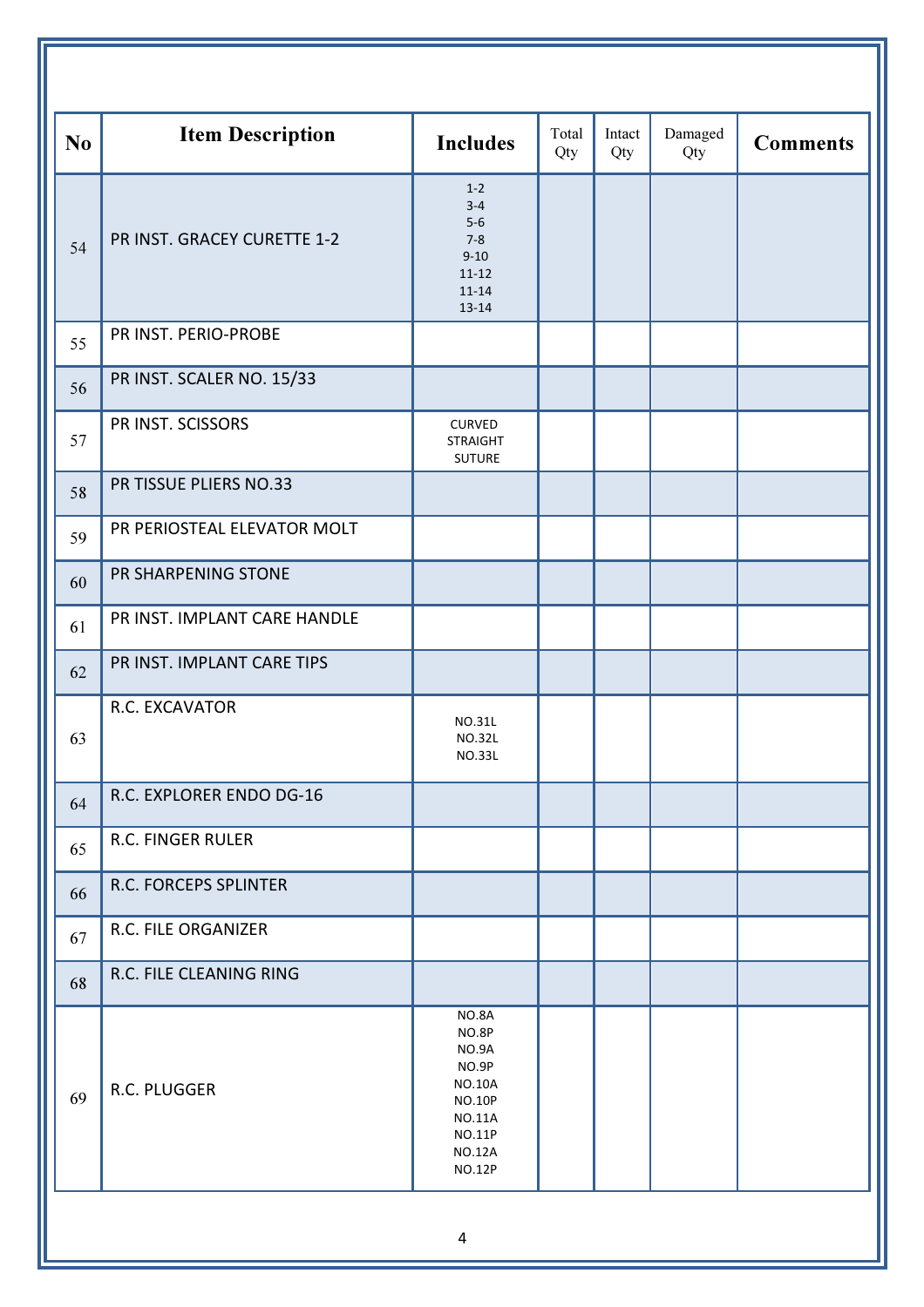| No | Item Description | Includes | Total Qty | Intact Qty | Damaged Qty | Comments |
|---|---|---|---|---|---|---|
| 54 | PR INST. GRACEY CURETTE 1-2 | 1-2<br>3-4<br>5-6<br>7-8<br>9-10<br>11-12<br>11-14<br>13-14 | | | | |
| 55 | PR INST. PERIO-PROBE | | | | | |
| 56 | PR INST. SCALER NO. 15/33 | | | | | |
| 57 | PR INST. SCISSORS | CURVED<br>STRAIGHT<br>SUTURE | | | | |
| 58 | PR TISSUE PLIERS NO.33 | | | | | |
| 59 | PR PERIOSTEAL ELEVATOR MOLT | | | | | |
| 60 | PR SHARPENING STONE | | | | | |
| 61 | PR INST. IMPLANT CARE HANDLE | | | | | |
| 62 | PR INST. IMPLANT CARE TIPS | | | | | |
| 63 | R.C. EXCAVATOR | NO.31L<br>NO.32L<br>NO.33L | | | | |
| 64 | R.C. EXPLORER ENDO DG-16 | | | | | |
| 65 | R.C. FINGER RULER | | | | | |
| 66 | R.C. FORCEPS SPLINTER | | | | | |
| 67 | R.C. FILE ORGANIZER | | | | | |
| 68 | R.C. FILE CLEANING RING | | | | | |
| 69 | R.C. PLUGGER | NO.8A<br>NO.8P<br>NO.9A<br>NO.9P<br>NO.10A<br>NO.10P<br>NO.11A<br>NO.11P<br>NO.12A<br>NO.12P | | | | |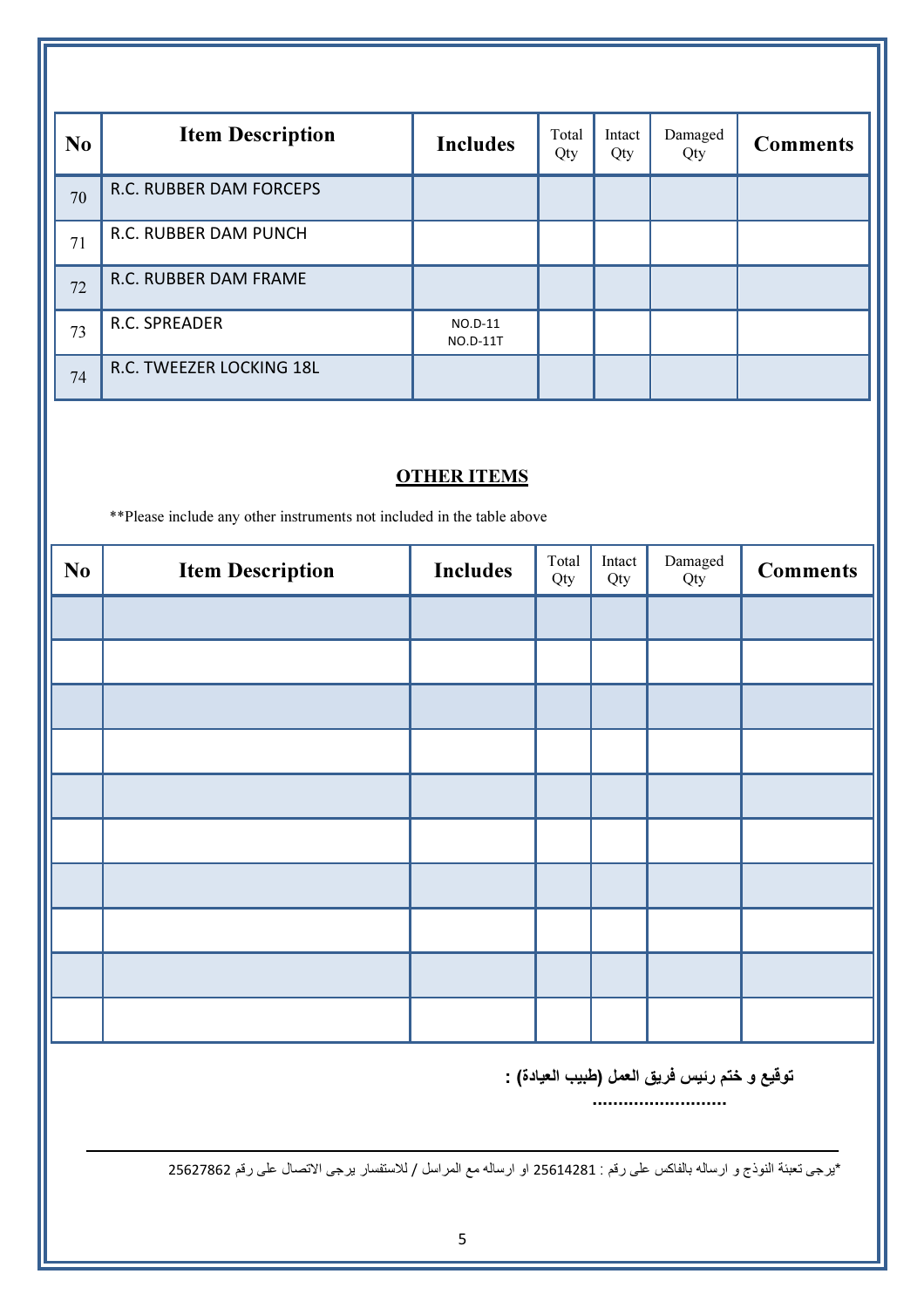| No | Item Description | Includes | Total Qty | Intact Qty | Damaged Qty | Comments |
|---|---|---|---|---|---|---|
| 70 | R.C. RUBBER DAM FORCEPS | | | | | |
| 71 | R.C. RUBBER DAM PUNCH | | | | | |
| 72 | R.C. RUBBER DAM FRAME | | | | | |
| 73 | R.C. SPREADER | NO.D-11<br>NO.D-11T | | | | |
| 74 | R.C. TWEEZER LOCKING 18L | | | | | |

## OTHER ITEMS

**Please include any other instruments not included in the table above

| No | Item Description | Includes | Total Qty | Intact Qty | Damaged Qty | Comments |
|---|---|---|---|---|---|---|
| | | | | | | |
| | | | | | | |
| | | | | | | |
| | | | | | | |
| | | | | | | |
| | | | | | | |
| | | | | | | |
| | | | | | | |
| | | | | | | |
| | | | | | | |

**توقيع و ختم رئيس فريق العمل (طبيب العيادة) :**

..........................

*يرجى تعبئة النوذج و ارساله بالفاكس على رقم : 25614281 او ارساله مع المراسل / للاستفسار يرجى الاتصال على رقم 25627862